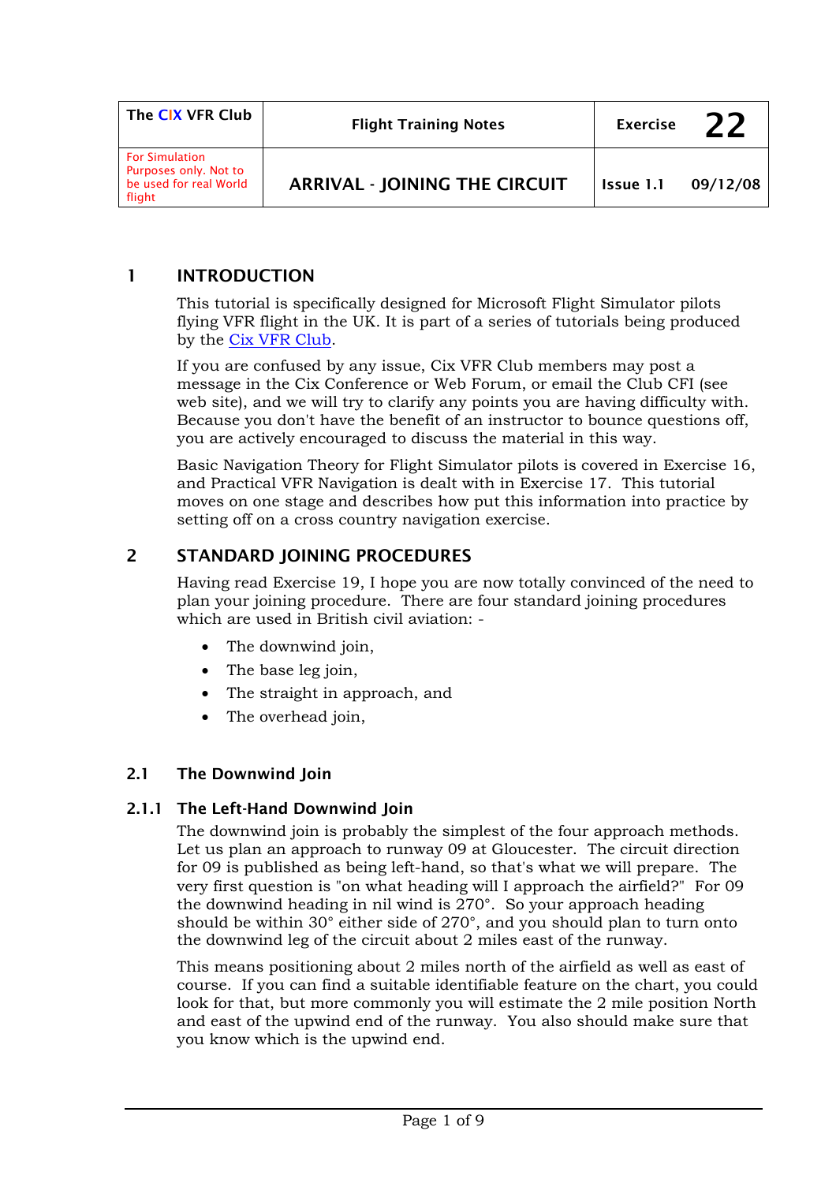| The CIX VFR Club | Flight Training Notes | Exercise | 22 |
|---|---|---|---|
| For Simulation Purposes only. Not to be used for real World flight | ARRIVAL - JOINING THE CIRCUIT | Issue 1.1 | 09/12/08 |

## 1 INTRODUCTION

This tutorial is specifically designed for Microsoft Flight Simulator pilots flying VFR flight in the UK. It is part of a series of tutorials being produced by the Cix VFR Club.

If you are confused by any issue, Cix VFR Club members may post a message in the Cix Conference or Web Forum, or email the Club CFI (see web site), and we will try to clarify any points you are having difficulty with. Because you don't have the benefit of an instructor to bounce questions off, you are actively encouraged to discuss the material in this way.

Basic Navigation Theory for Flight Simulator pilots is covered in Exercise 16, and Practical VFR Navigation is dealt with in Exercise 17. This tutorial moves on one stage and describes how put this information into practice by setting off on a cross country navigation exercise.

## 2 STANDARD JOINING PROCEDURES

Having read Exercise 19, I hope you are now totally convinced of the need to plan your joining procedure. There are four standard joining procedures which are used in British civil aviation: -

- The downwind join,
- The base leg join,
- The straight in approach, and
- The overhead join,

### 2.1 The Downwind Join

#### 2.1.1 The Left-Hand Downwind Join

The downwind join is probably the simplest of the four approach methods. Let us plan an approach to runway 09 at Gloucester. The circuit direction for 09 is published as being left-hand, so that's what we will prepare. The very first question is "on what heading will I approach the airfield?" For 09 the downwind heading in nil wind is 270°. So your approach heading should be within 30° either side of 270°, and you should plan to turn onto the downwind leg of the circuit about 2 miles east of the runway.

This means positioning about 2 miles north of the airfield as well as east of course. If you can find a suitable identifiable feature on the chart, you could look for that, but more commonly you will estimate the 2 mile position North and east of the upwind end of the runway. You also should make sure that you know which is the upwind end.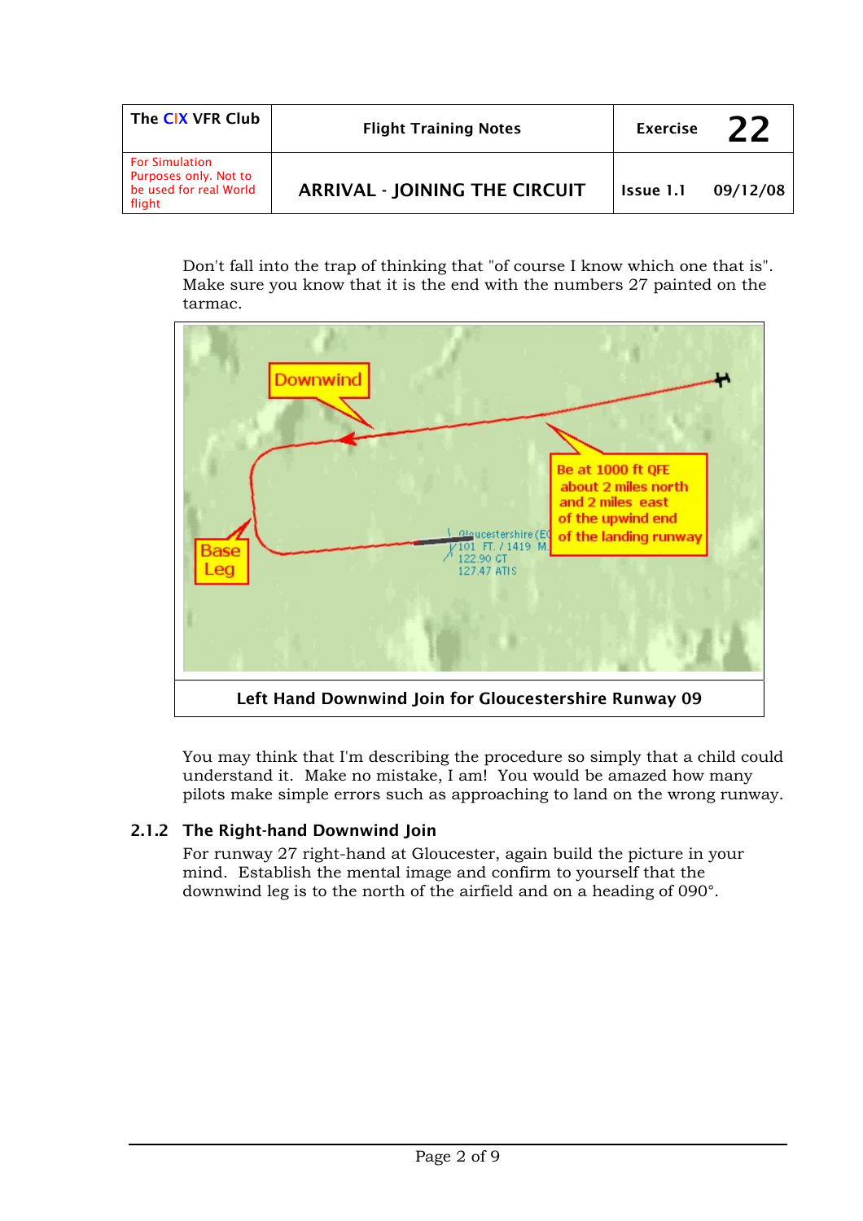Don't fall into the trap of thinking that "of course I know which one that is". Make sure you know that it is the end with the numbers 27 painted on the tarmac.

Left Hand Downwind Join for Gloucestershire Runway 09

You may think that I'm describing the procedure so simply that a child could understand it. Make no mistake, I am! You would be amazed how many pilots make simple errors such as approaching to land on the wrong runway.

### 2.1.2 The Right-hand Downwind Join

For runway 27 right-hand at Gloucester, again build the picture in your mind. Establish the mental image and confirm to yourself that the downwind leg is to the north of the airfield and on a heading of 090°.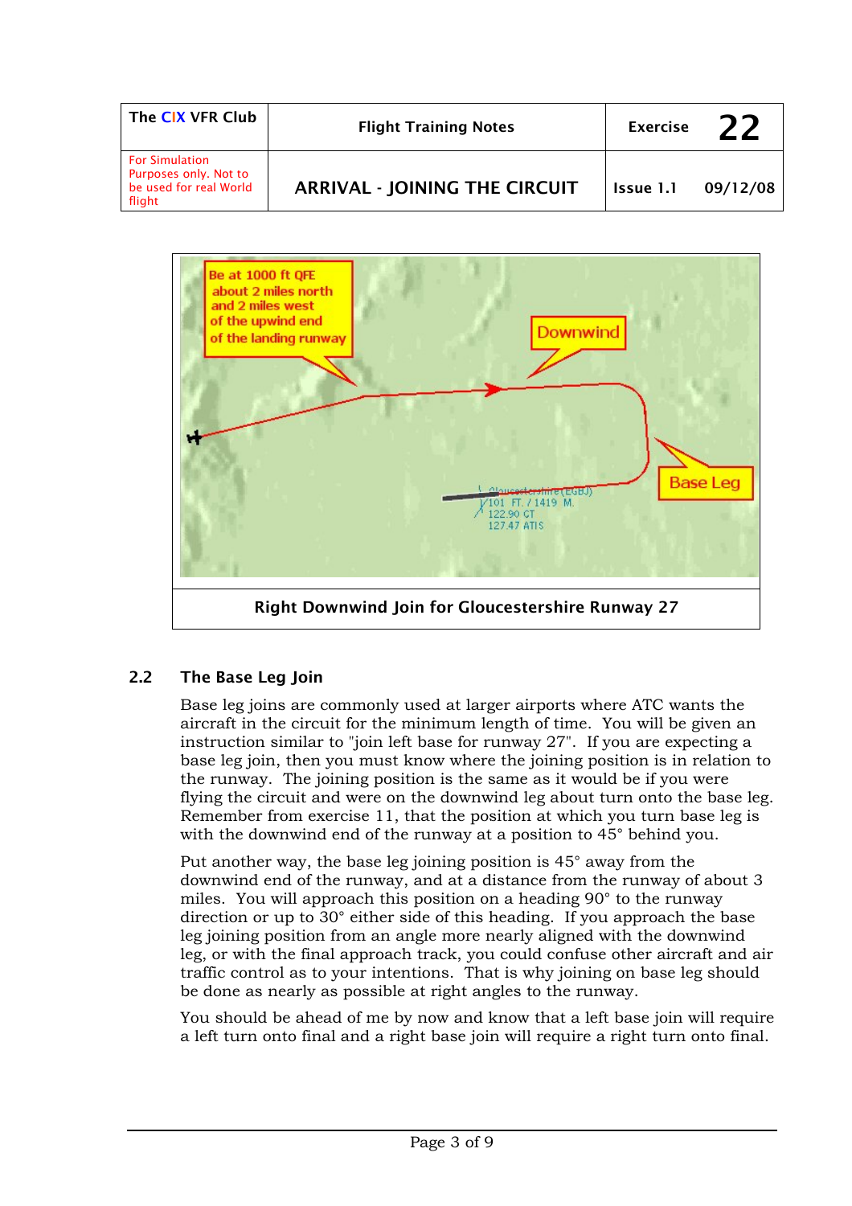| The CIX VFR Club | Flight Training Notes | Exercise 22 |
|---|---|---|
| For Simulation Purposes only. Not to be used for real World flight | ARRIVAL - JOINING THE CIRCUIT | Issue 1.1 09/12/08 |

Right Downwind Join for Gloucestershire Runway 27

### 2.2 The Base Leg Join

Base leg joins are commonly used at larger airports where ATC wants the aircraft in the circuit for the minimum length of time. You will be given an instruction similar to "join left base for runway 27". If you are expecting a base leg join, then you must know where the joining position is in relation to the runway. The joining position is the same as it would be if you were flying the circuit and were on the downwind leg about turn onto the base leg. Remember from exercise 11, that the position at which you turn base leg is with the downwind end of the runway at a position to 45° behind you.

Put another way, the base leg joining position is 45° away from the downwind end of the runway, and at a distance from the runway of about 3 miles. You will approach this position on a heading 90° to the runway direction or up to 30° either side of this heading. If you approach the base leg joining position from an angle more nearly aligned with the downwind leg, or with the final approach track, you could confuse other aircraft and air traffic control as to your intentions. That is why joining on base leg should be done as nearly as possible at right angles to the runway.

You should be ahead of me by now and know that a left base join will require a left turn onto final and a right base join will require a right turn onto final.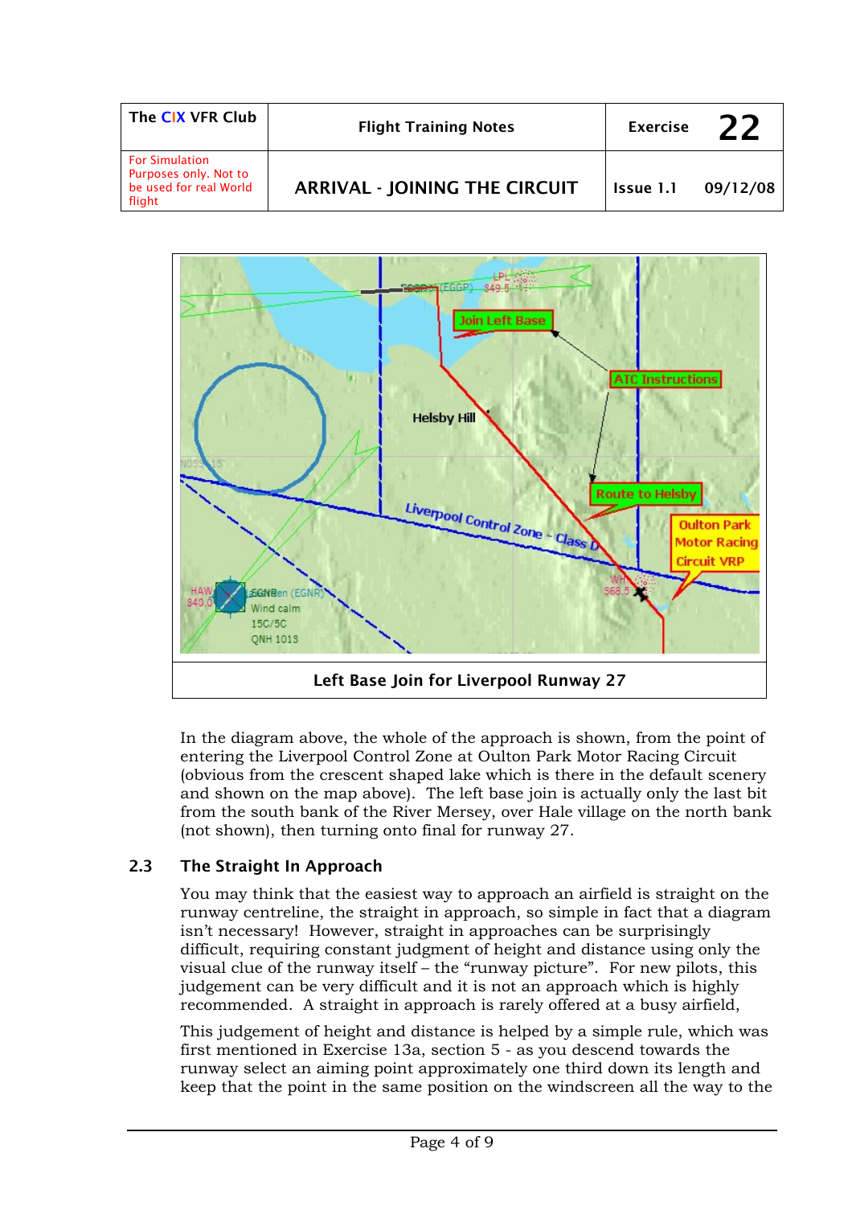| The CIX VFR Club | Flight Training Notes | Exercise 22 |
| --- | --- | --- |
| For Simulation Purposes only. Not to be used for real World flight | ARRIVAL - JOINING THE CIRCUIT | Issue 1.1 09/12/08 |

Left Base Join for Liverpool Runway 27

In the diagram above, the whole of the approach is shown, from the point of entering the Liverpool Control Zone at Oulton Park Motor Racing Circuit (obvious from the crescent shaped lake which is there in the default scenery and shown on the map above). The left base join is actually only the last bit from the south bank of the River Mersey, over Hale village on the north bank (not shown), then turning onto final for runway 27.

## 2.3 The Straight In Approach

You may think that the easiest way to approach an airfield is straight on the runway centreline, the straight in approach, so simple in fact that a diagram isn't necessary! However, straight in approaches can be surprisingly difficult, requiring constant judgment of height and distance using only the visual clue of the runway itself – the "runway picture". For new pilots, this judgement can be very difficult and it is not an approach which is highly recommended. A straight in approach is rarely offered at a busy airfield,

This judgement of height and distance is helped by a simple rule, which was first mentioned in Exercise 13a, section 5 - as you descend towards the runway select an aiming point approximately one third down its length and keep that the point in the same position on the windscreen all the way to the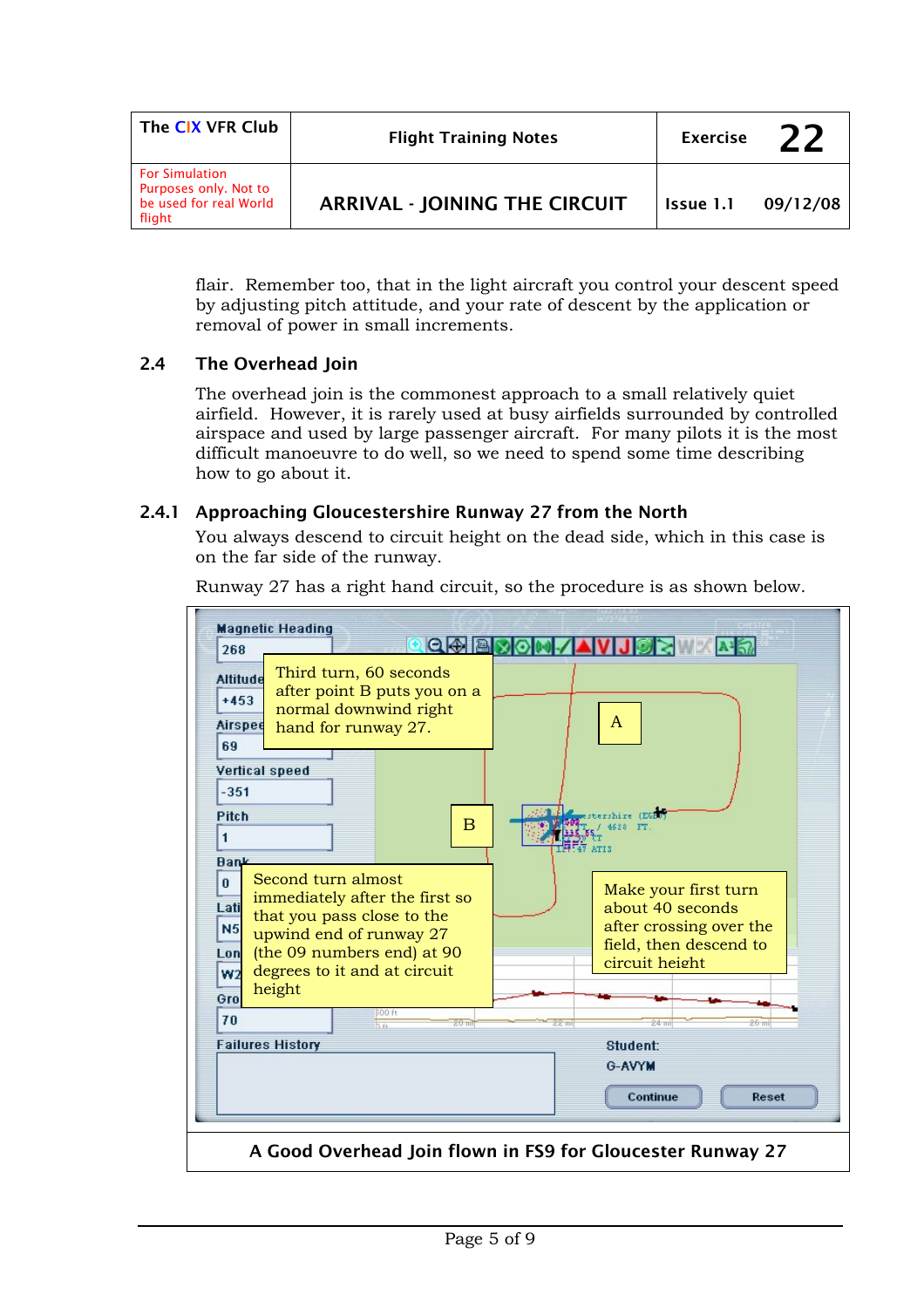flair. Remember too, that in the light aircraft you control your descent speed by adjusting pitch attitude, and your rate of descent by the application or removal of power in small increments.

## 2.4 The Overhead Join

The overhead join is the commonest approach to a small relatively quiet airfield. However, it is rarely used at busy airfields surrounded by controlled airspace and used by large passenger aircraft. For many pilots it is the most difficult manoeuvre to do well, so we need to spend some time describing how to go about it.

### 2.4.1 Approaching Gloucestershire Runway 27 from the North

You always descend to circuit height on the dead side, which in this case is on the far side of the runway.

Runway 27 has a right hand circuit, so the procedure is as shown below.

Third turn, 60 seconds after point B puts you on a normal downwind right hand for runway 27.

A

B

Second turn almost immediately after the first so that you pass close to the upwind end of runway 27 (the 09 numbers end) at 90 degrees to it and at circuit height

Make your first turn about 40 seconds after crossing over the field, then descend to circuit height

A Good Overhead Join flown in FS9 for Gloucester Runway 27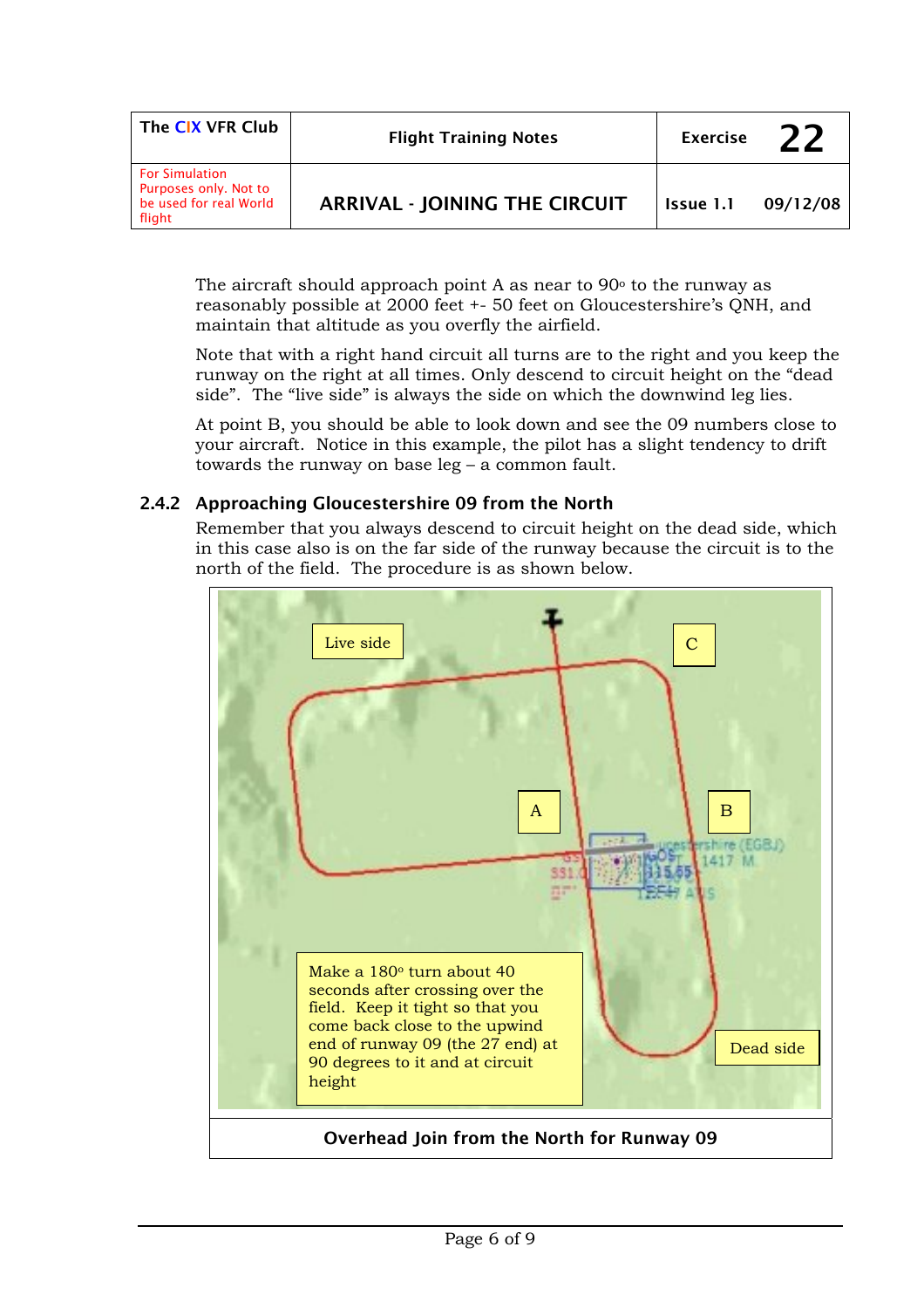The aircraft should approach point A as near to 90º to the runway as reasonably possible at 2000 feet +- 50 feet on Gloucestershire's QNH, and maintain that altitude as you overfly the airfield.

Note that with a right hand circuit all turns are to the right and you keep the runway on the right at all times. Only descend to circuit height on the "dead side". The "live side" is always the side on which the downwind leg lies.

At point B, you should be able to look down and see the 09 numbers close to your aircraft. Notice in this example, the pilot has a slight tendency to drift towards the runway on base leg – a common fault.

### 2.4.2 Approaching Gloucestershire 09 from the North

Remember that you always descend to circuit height on the dead side, which in this case also is on the far side of the runway because the circuit is to the north of the field. The procedure is as shown below.

Live side

C

A

B

Make a 180º turn about 40 seconds after crossing over the field. Keep it tight so that you come back close to the upwind end of runway 09 (the 27 end) at 90 degrees to it and at circuit height

Dead side

**Overhead Join from the North for Runway 09**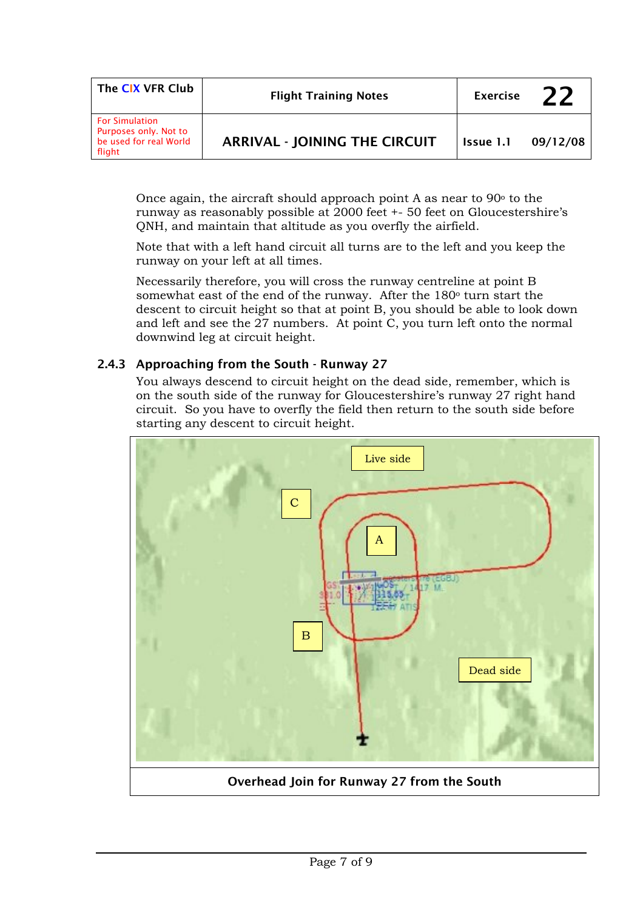Once again, the aircraft should approach point A as near to 90° to the runway as reasonably possible at 2000 feet +- 50 feet on Gloucestershire's QNH, and maintain that altitude as you overfly the airfield.

Note that with a left hand circuit all turns are to the left and you keep the runway on your left at all times.

Necessarily therefore, you will cross the runway centreline at point B somewhat east of the end of the runway. After the 180° turn start the descent to circuit height so that at point B, you should be able to look down and left and see the 27 numbers. At point C, you turn left onto the normal downwind leg at circuit height.

### 2.4.3 Approaching from the South - Runway 27

You always descend to circuit height on the dead side, remember, which is on the south side of the runway for Gloucestershire's runway 27 right hand circuit. So you have to overfly the field then return to the south side before starting any descent to circuit height.

**Overhead Join for Runway 27 from the South**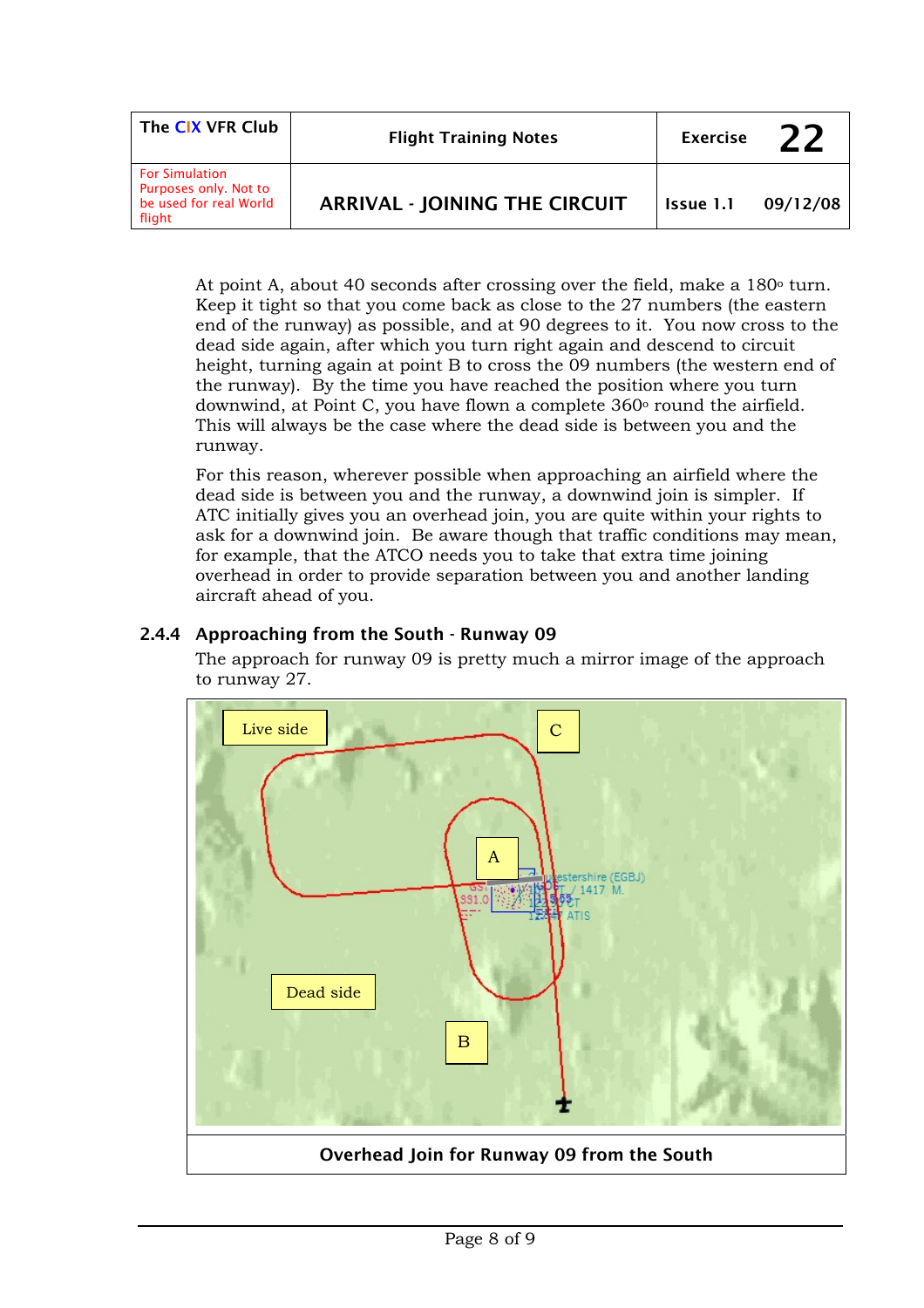At point A, about 40 seconds after crossing over the field, make a 180° turn. Keep it tight so that you come back as close to the 27 numbers (the eastern end of the runway) as possible, and at 90 degrees to it. You now cross to the dead side again, after which you turn right again and descend to circuit height, turning again at point B to cross the 09 numbers (the western end of the runway). By the time you have reached the position where you turn downwind, at Point C, you have flown a complete 360° round the airfield. This will always be the case where the dead side is between you and the runway.

For this reason, wherever possible when approaching an airfield where the dead side is between you and the runway, a downwind join is simpler. If ATC initially gives you an overhead join, you are quite within your rights to ask for a downwind join. Be aware though that traffic conditions may mean, for example, that the ATCO needs you to take that extra time joining overhead in order to provide separation between you and another landing aircraft ahead of you.

### 2.4.4 Approaching from the South - Runway 09

The approach for runway 09 is pretty much a mirror image of the approach to runway 27.

**Overhead Join for Runway 09 from the South**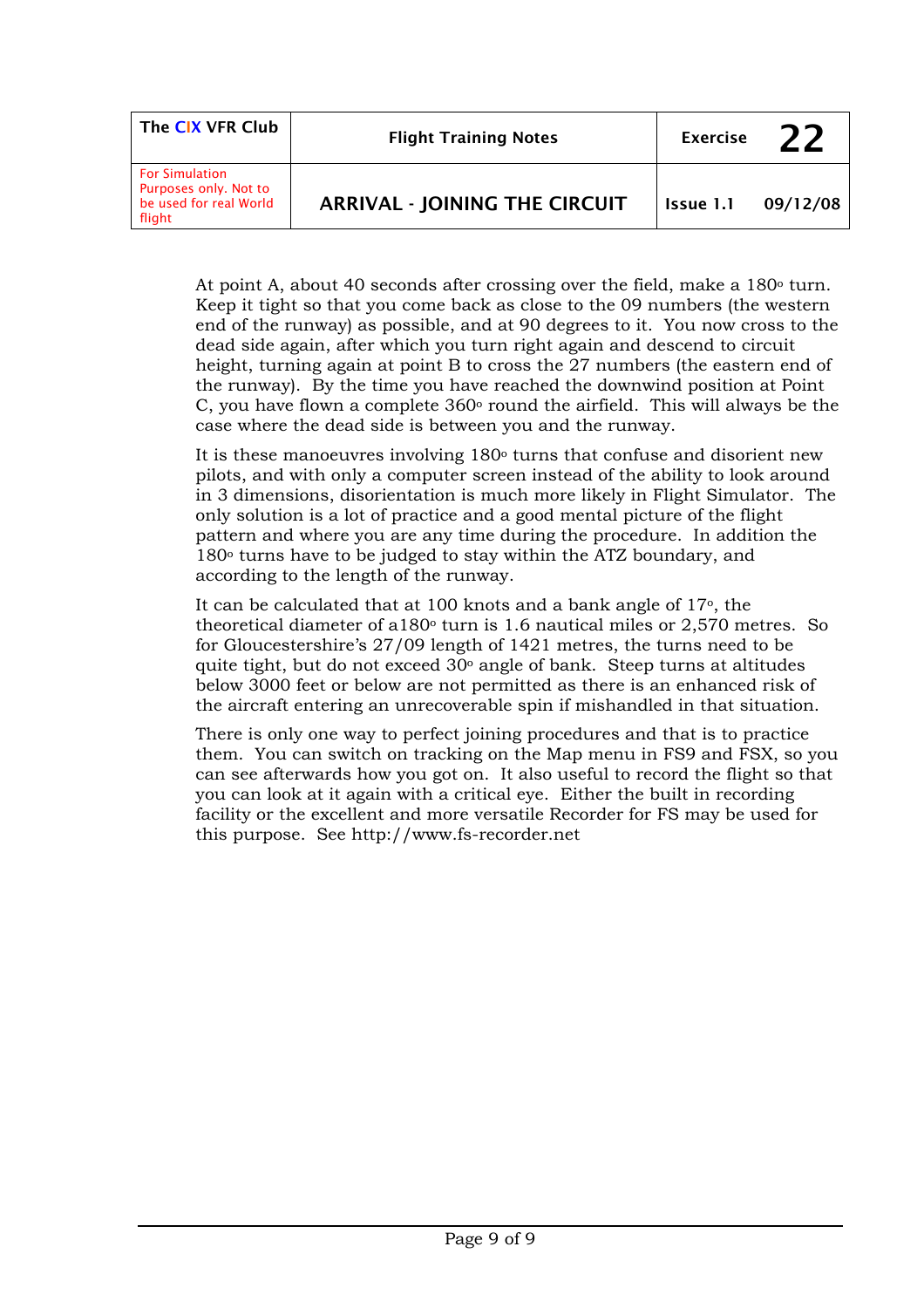At point A, about 40 seconds after crossing over the field, make a 180° turn. Keep it tight so that you come back as close to the 09 numbers (the western end of the runway) as possible, and at 90 degrees to it. You now cross to the dead side again, after which you turn right again and descend to circuit height, turning again at point B to cross the 27 numbers (the eastern end of the runway). By the time you have reached the downwind position at Point C, you have flown a complete 360° round the airfield. This will always be the case where the dead side is between you and the runway.

It is these manoeuvres involving 180° turns that confuse and disorient new pilots, and with only a computer screen instead of the ability to look around in 3 dimensions, disorientation is much more likely in Flight Simulator. The only solution is a lot of practice and a good mental picture of the flight pattern and where you are any time during the procedure. In addition the 180° turns have to be judged to stay within the ATZ boundary, and according to the length of the runway.

It can be calculated that at 100 knots and a bank angle of 17°, the theoretical diameter of a180° turn is 1.6 nautical miles or 2,570 metres. So for Gloucestershire's 27/09 length of 1421 metres, the turns need to be quite tight, but do not exceed 30° angle of bank. Steep turns at altitudes below 3000 feet or below are not permitted as there is an enhanced risk of the aircraft entering an unrecoverable spin if mishandled in that situation.

There is only one way to perfect joining procedures and that is to practice them. You can switch on tracking on the Map menu in FS9 and FSX, so you can see afterwards how you got on. It also useful to record the flight so that you can look at it again with a critical eye. Either the built in recording facility or the excellent and more versatile Recorder for FS may be used for this purpose. See http://www.fs-recorder.net